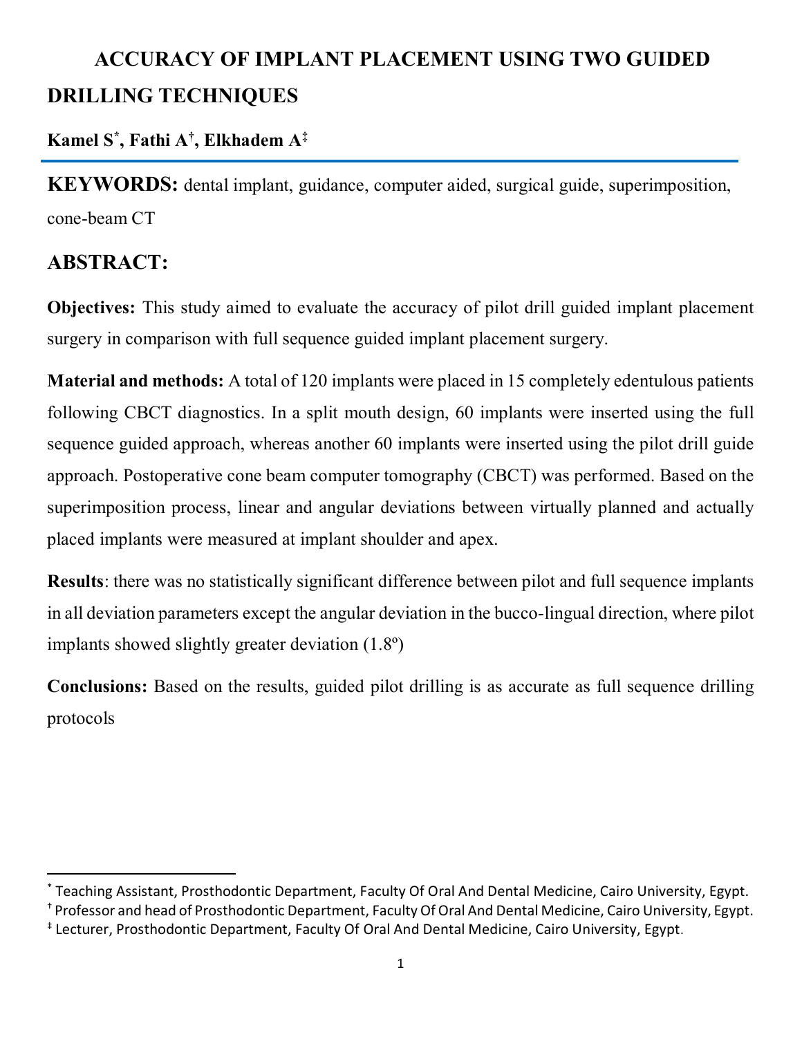# ACCURACY OF IMPLANT PLACEMENT USING TWO GUIDED DRILLING TECHNIQUES

**Kamel S[*], Fathi A[†], Elkhadem A[‡]**

**KEYWORDS:** dental implant, guidance, computer aided, surgical guide, superimposition, cone-beam CT

## ABSTRACT:

**Objectives:** This study aimed to evaluate the accuracy of pilot drill guided implant placement surgery in comparison with full sequence guided implant placement surgery.

**Material and methods:** A total of 120 implants were placed in 15 completely edentulous patients following CBCT diagnostics. In a split mouth design, 60 implants were inserted using the full sequence guided approach, whereas another 60 implants were inserted using the pilot drill guide approach. Postoperative cone beam computer tomography (CBCT) was performed. Based on the superimposition process, linear and angular deviations between virtually planned and actually placed implants were measured at implant shoulder and apex.

**Results**: there was no statistically significant difference between pilot and full sequence implants in all deviation parameters except the angular deviation in the bucco-lingual direction, where pilot implants showed slightly greater deviation (1.8º)

**Conclusions:** Based on the results, guided pilot drilling is as accurate as full sequence drilling protocols

---

[*] Teaching Assistant, Prosthodontic Department, Faculty Of Oral And Dental Medicine, Cairo University, Egypt.

[†] Professor and head of Prosthodontic Department, Faculty Of Oral And Dental Medicine, Cairo University, Egypt.

[‡] Lecturer, Prosthodontic Department, Faculty Of Oral And Dental Medicine, Cairo University, Egypt.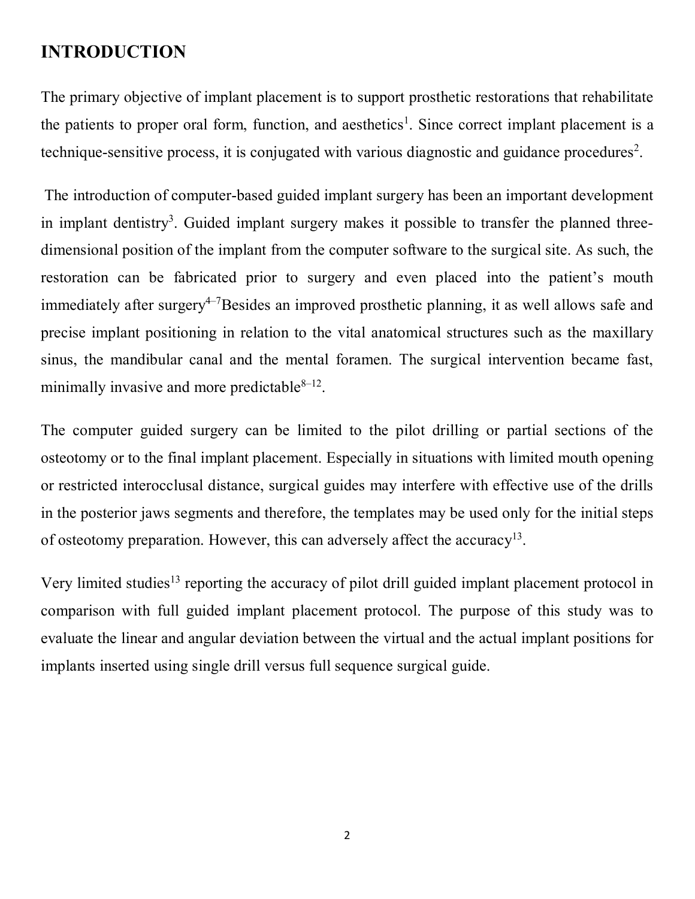# INTRODUCTION

The primary objective of implant placement is to support prosthetic restorations that rehabilitate the patients to proper oral form, function, and aesthetics[1]. Since correct implant placement is a technique-sensitive process, it is conjugated with various diagnostic and guidance procedures[2].

The introduction of computer-based guided implant surgery has been an important development in implant dentistry[3]. Guided implant surgery makes it possible to transfer the planned three-dimensional position of the implant from the computer software to the surgical site. As such, the restoration can be fabricated prior to surgery and even placed into the patient's mouth immediately after surgery[4–7]Besides an improved prosthetic planning, it as well allows safe and precise implant positioning in relation to the vital anatomical structures such as the maxillary sinus, the mandibular canal and the mental foramen. The surgical intervention became fast, minimally invasive and more predictable[8–12].

The computer guided surgery can be limited to the pilot drilling or partial sections of the osteotomy or to the final implant placement. Especially in situations with limited mouth opening or restricted interocclusal distance, surgical guides may interfere with effective use of the drills in the posterior jaws segments and therefore, the templates may be used only for the initial steps of osteotomy preparation. However, this can adversely affect the accuracy[13].

Very limited studies[13] reporting the accuracy of pilot drill guided implant placement protocol in comparison with full guided implant placement protocol. The purpose of this study was to evaluate the linear and angular deviation between the virtual and the actual implant positions for implants inserted using single drill versus full sequence surgical guide.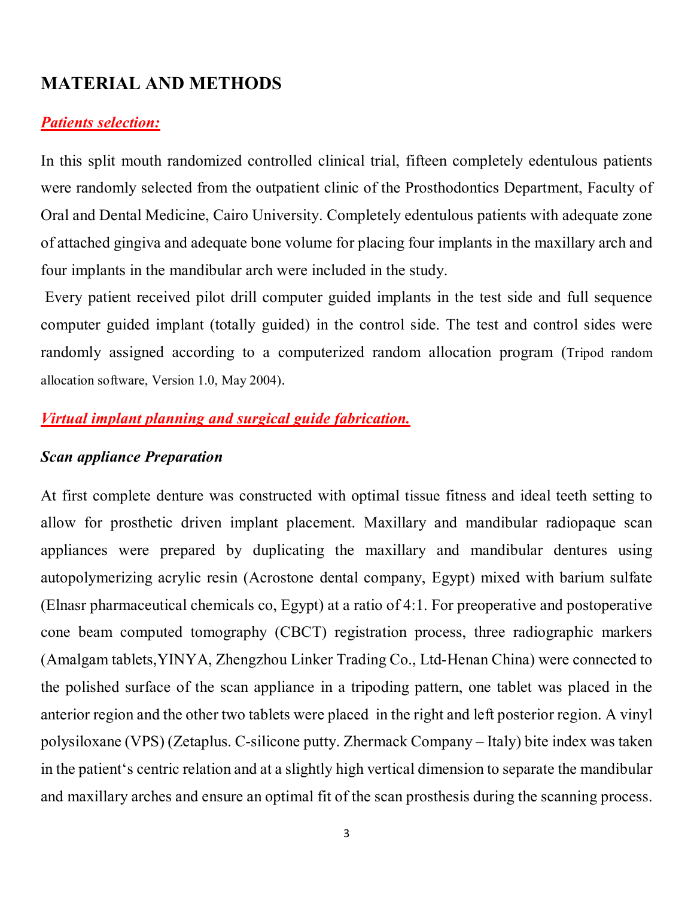# MATERIAL AND METHODS

***Patients selection:***

In this split mouth randomized controlled clinical trial, fifteen completely edentulous patients were randomly selected from the outpatient clinic of the Prosthodontics Department, Faculty of Oral and Dental Medicine, Cairo University. Completely edentulous patients with adequate zone of attached gingiva and adequate bone volume for placing four implants in the maxillary arch and four implants in the mandibular arch were included in the study.

Every patient received pilot drill computer guided implants in the test side and full sequence computer guided implant (totally guided) in the control side. The test and control sides were randomly assigned according to a computerized random allocation program (Tripod random allocation software, Version 1.0, May 2004).

***Virtual implant planning and surgical guide fabrication.***

***Scan appliance Preparation***

At first complete denture was constructed with optimal tissue fitness and ideal teeth setting to allow for prosthetic driven implant placement. Maxillary and mandibular radiopaque scan appliances were prepared by duplicating the maxillary and mandibular dentures using autopolymerizing acrylic resin (Acrostone dental company, Egypt) mixed with barium sulfate (Elnasr pharmaceutical chemicals co, Egypt) at a ratio of 4:1. For preoperative and postoperative cone beam computed tomography (CBCT) registration process, three radiographic markers (Amalgam tablets,YINYA, Zhengzhou Linker Trading Co., Ltd-Henan China) were connected to the polished surface of the scan appliance in a tripoding pattern, one tablet was placed in the anterior region and the other two tablets were placed in the right and left posterior region. A vinyl polysiloxane (VPS) (Zetaplus. C-silicone putty. Zhermack Company – Italy) bite index was taken in the patient's centric relation and at a slightly high vertical dimension to separate the mandibular and maxillary arches and ensure an optimal fit of the scan prosthesis during the scanning process.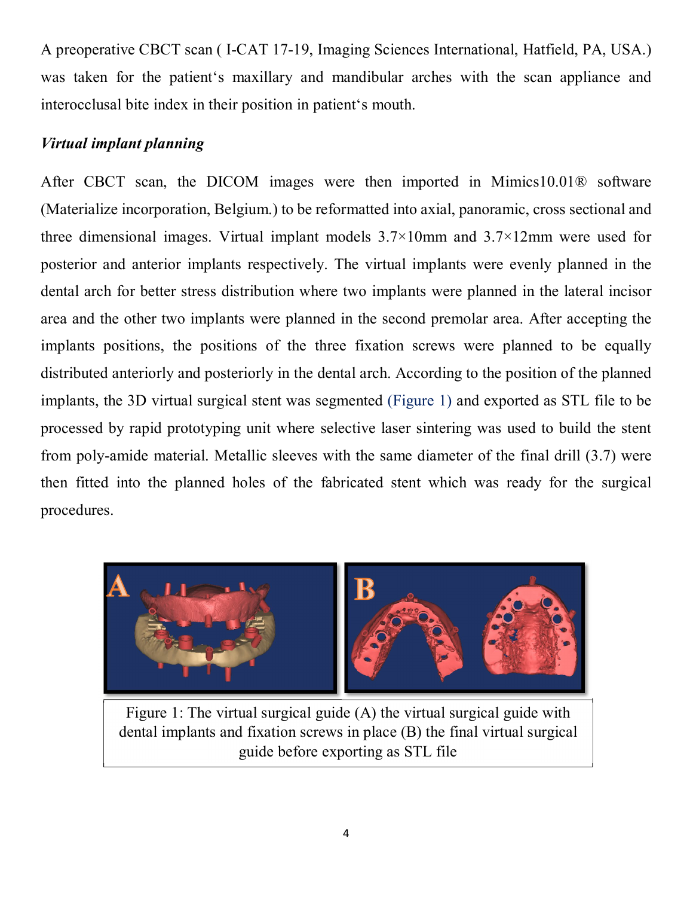A preoperative CBCT scan ( I-CAT 17-19, Imaging Sciences International, Hatfield, PA, USA.) was taken for the patient‘s maxillary and mandibular arches with the scan appliance and interocclusal bite index in their position in patient‘s mouth.

***Virtual implant planning***

After CBCT scan, the DICOM images were then imported in Mimics10.01® software (Materialize incorporation, Belgium.) to be reformatted into axial, panoramic, cross sectional and three dimensional images. Virtual implant models 3.7×10mm and 3.7×12mm were used for posterior and anterior implants respectively. The virtual implants were evenly planned in the dental arch for better stress distribution where two implants were planned in the lateral incisor area and the other two implants were planned in the second premolar area. After accepting the implants positions, the positions of the three fixation screws were planned to be equally distributed anteriorly and posteriorly in the dental arch. According to the position of the planned implants, the 3D virtual surgical stent was segmented (Figure 1) and exported as STL file to be processed by rapid prototyping unit where selective laser sintering was used to build the stent from poly-amide material. Metallic sleeves with the same diameter of the final drill (3.7) were then fitted into the planned holes of the fabricated stent which was ready for the surgical procedures.

Figure 1: The virtual surgical guide (A) the virtual surgical guide with dental implants and fixation screws in place (B) the final virtual surgical guide before exporting as STL file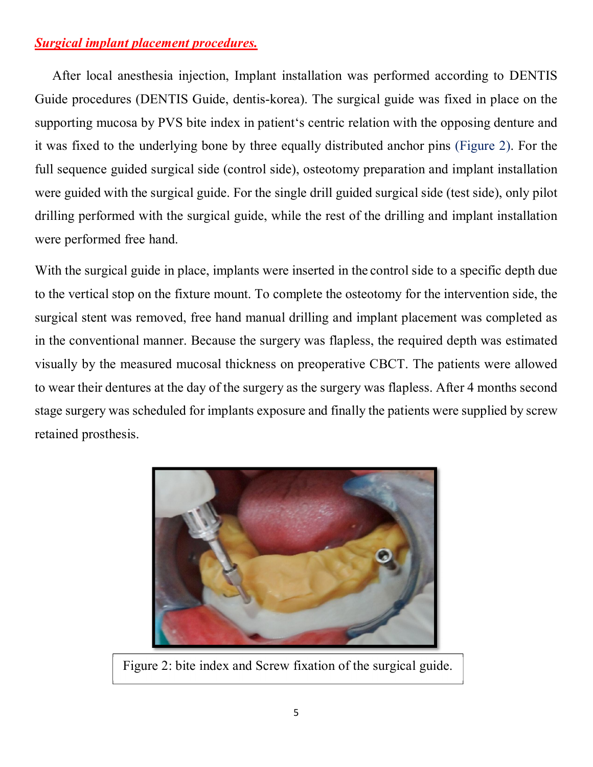***Surgical implant placement procedures.***

After local anesthesia injection, Implant installation was performed according to DENTIS Guide procedures (DENTIS Guide, dentis-korea). The surgical guide was fixed in place on the supporting mucosa by PVS bite index in patient's centric relation with the opposing denture and it was fixed to the underlying bone by three equally distributed anchor pins (Figure 2). For the full sequence guided surgical side (control side), osteotomy preparation and implant installation were guided with the surgical guide. For the single drill guided surgical side (test side), only pilot drilling performed with the surgical guide, while the rest of the drilling and implant installation were performed free hand.

With the surgical guide in place, implants were inserted in the control side to a specific depth due to the vertical stop on the fixture mount. To complete the osteotomy for the intervention side, the surgical stent was removed, free hand manual drilling and implant placement was completed as in the conventional manner. Because the surgery was flapless, the required depth was estimated visually by the measured mucosal thickness on preoperative CBCT. The patients were allowed to wear their dentures at the day of the surgery as the surgery was flapless. After 4 months second stage surgery was scheduled for implants exposure and finally the patients were supplied by screw retained prosthesis.

Figure 2: bite index and Screw fixation of the surgical guide.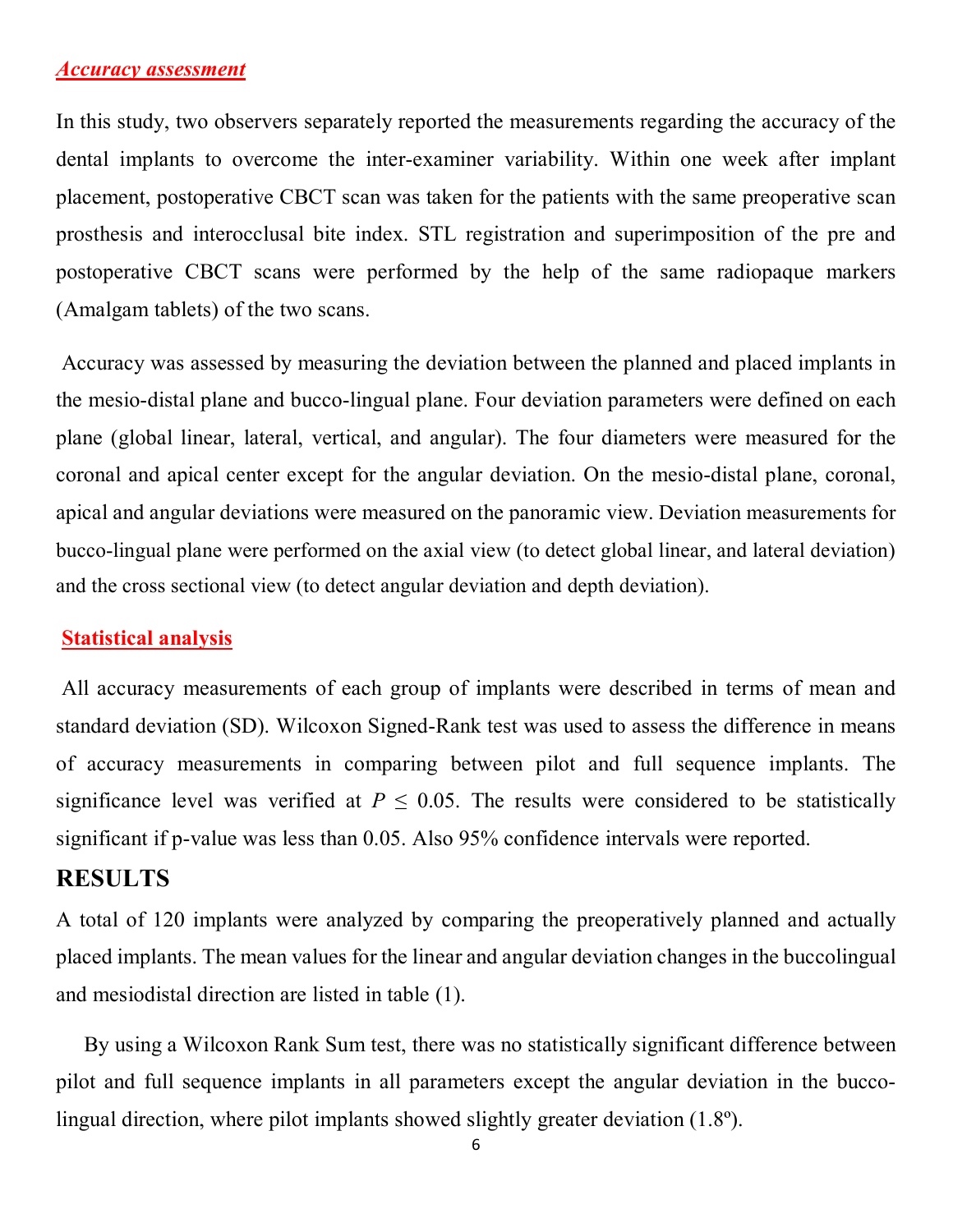### *Accuracy assessment*

In this study, two observers separately reported the measurements regarding the accuracy of the dental implants to overcome the inter-examiner variability. Within one week after implant placement, postoperative CBCT scan was taken for the patients with the same preoperative scan prosthesis and interocclusal bite index. STL registration and superimposition of the pre and postoperative CBCT scans were performed by the help of the same radiopaque markers (Amalgam tablets) of the two scans.

Accuracy was assessed by measuring the deviation between the planned and placed implants in the mesio-distal plane and bucco-lingual plane. Four deviation parameters were defined on each plane (global linear, lateral, vertical, and angular). The four diameters were measured for the coronal and apical center except for the angular deviation. On the mesio-distal plane, coronal, apical and angular deviations were measured on the panoramic view. Deviation measurements for bucco-lingual plane were performed on the axial view (to detect global linear, and lateral deviation) and the cross sectional view (to detect angular deviation and depth deviation).

### Statistical analysis

All accuracy measurements of each group of implants were described in terms of mean and standard deviation (SD). Wilcoxon Signed-Rank test was used to assess the difference in means of accuracy measurements in comparing between pilot and full sequence implants. The significance level was verified at $P \leq 0.05$. The results were considered to be statistically significant if p-value was less than 0.05. Also 95% confidence intervals were reported.

## RESULTS

A total of 120 implants were analyzed by comparing the preoperatively planned and actually placed implants. The mean values for the linear and angular deviation changes in the buccolingual and mesiodistal direction are listed in table (1).

By using a Wilcoxon Rank Sum test, there was no statistically significant difference between pilot and full sequence implants in all parameters except the angular deviation in the bucco-lingual direction, where pilot implants showed slightly greater deviation (1.8º).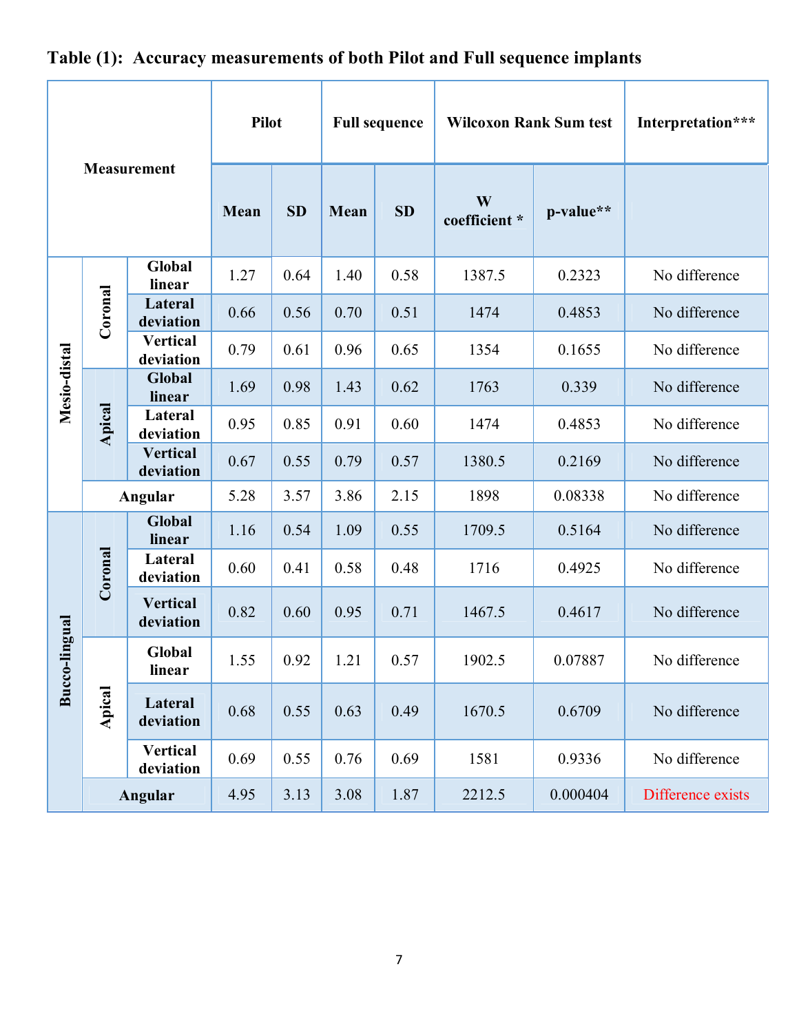**Table (1): Accuracy measurements of both Pilot and Full sequence implants**

| Measurement | | | Pilot | | Full sequence | | Wilcoxon Rank Sum test | | Interpretation*** |
|---|---|---|---|---|---|---|---|---|---|
| | | | Mean | SD | Mean | SD | W coefficient * | p-value** | |
| Mesio-distal | Coronal | Global linear | 1.27 | 0.64 | 1.40 | 0.58 | 1387.5 | 0.2323 | No difference |
| | | Lateral deviation | 0.66 | 0.56 | 0.70 | 0.51 | 1474 | 0.4853 | No difference |
| | | Vertical deviation | 0.79 | 0.61 | 0.96 | 0.65 | 1354 | 0.1655 | No difference |
| | Apical | Global linear | 1.69 | 0.98 | 1.43 | 0.62 | 1763 | 0.339 | No difference |
| | | Lateral deviation | 0.95 | 0.85 | 0.91 | 0.60 | 1474 | 0.4853 | No difference |
| | | Vertical deviation | 0.67 | 0.55 | 0.79 | 0.57 | 1380.5 | 0.2169 | No difference |
| | Angular | | 5.28 | 3.57 | 3.86 | 2.15 | 1898 | 0.08338 | No difference |
| Bucco-lingual | Coronal | Global linear | 1.16 | 0.54 | 1.09 | 0.55 | 1709.5 | 0.5164 | No difference |
| | | Lateral deviation | 0.60 | 0.41 | 0.58 | 0.48 | 1716 | 0.4925 | No difference |
| | | Vertical deviation | 0.82 | 0.60 | 0.95 | 0.71 | 1467.5 | 0.4617 | No difference |
| | Apical | Global linear | 1.55 | 0.92 | 1.21 | 0.57 | 1902.5 | 0.07887 | No difference |
| | | Lateral deviation | 0.68 | 0.55 | 0.63 | 0.49 | 1670.5 | 0.6709 | No difference |
| | | Vertical deviation | 0.69 | 0.55 | 0.76 | 0.69 | 1581 | 0.9336 | No difference |
| | Angular | | 4.95 | 3.13 | 3.08 | 1.87 | 2212.5 | 0.000404 | Difference exists |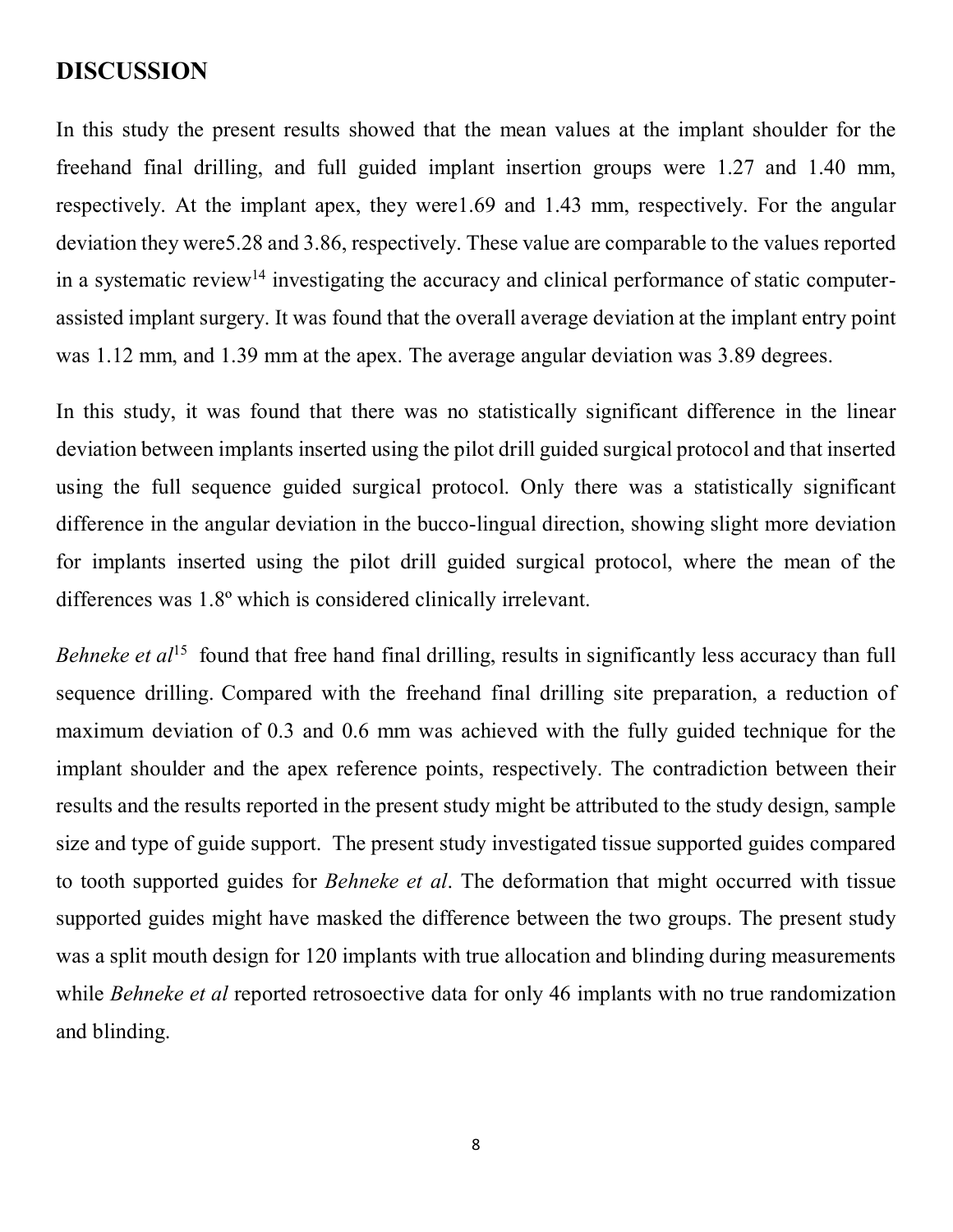## DISCUSSION

In this study the present results showed that the mean values at the implant shoulder for the freehand final drilling, and full guided implant insertion groups were 1.27 and 1.40 mm, respectively. At the implant apex, they were1.69 and 1.43 mm, respectively. For the angular deviation they were5.28 and 3.86, respectively. These value are comparable to the values reported in a systematic review[14] investigating the accuracy and clinical performance of static computer-assisted implant surgery. It was found that the overall average deviation at the implant entry point was 1.12 mm, and 1.39 mm at the apex. The average angular deviation was 3.89 degrees.

In this study, it was found that there was no statistically significant difference in the linear deviation between implants inserted using the pilot drill guided surgical protocol and that inserted using the full sequence guided surgical protocol. Only there was a statistically significant difference in the angular deviation in the bucco-lingual direction, showing slight more deviation for implants inserted using the pilot drill guided surgical protocol, where the mean of the differences was 1.8º which is considered clinically irrelevant.

*Behneke et al*[15] found that free hand final drilling, results in significantly less accuracy than full sequence drilling. Compared with the freehand final drilling site preparation, a reduction of maximum deviation of 0.3 and 0.6 mm was achieved with the fully guided technique for the implant shoulder and the apex reference points, respectively. The contradiction between their results and the results reported in the present study might be attributed to the study design, sample size and type of guide support. The present study investigated tissue supported guides compared to tooth supported guides for *Behneke et al*. The deformation that might occurred with tissue supported guides might have masked the difference between the two groups. The present study was a split mouth design for 120 implants with true allocation and blinding during measurements while *Behneke et al* reported retrosoective data for only 46 implants with no true randomization and blinding.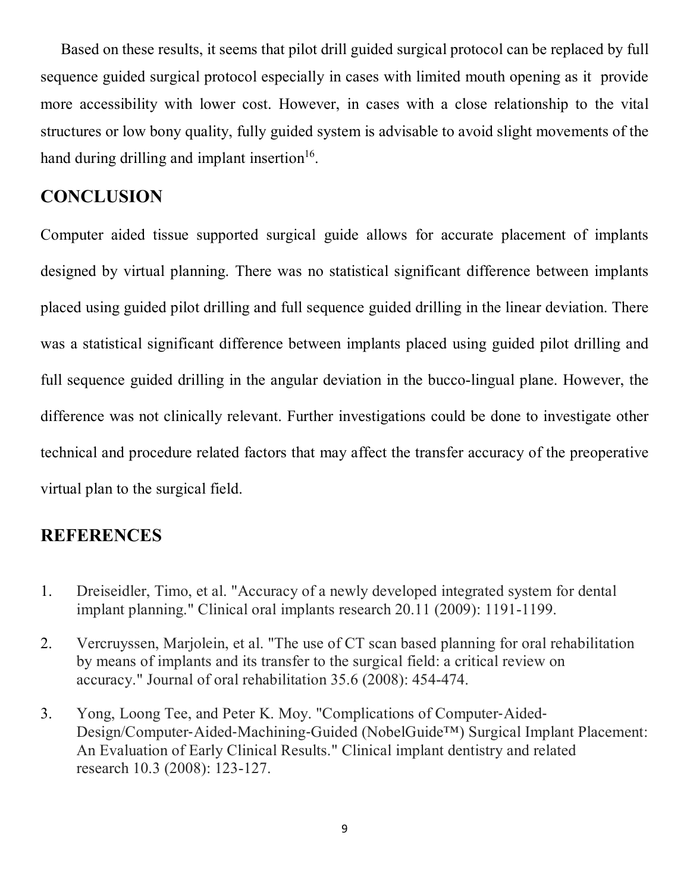Based on these results, it seems that pilot drill guided surgical protocol can be replaced by full sequence guided surgical protocol especially in cases with limited mouth opening as it provide more accessibility with lower cost. However, in cases with a close relationship to the vital structures or low bony quality, fully guided system is advisable to avoid slight movements of the hand during drilling and implant insertion[16].

## CONCLUSION

Computer aided tissue supported surgical guide allows for accurate placement of implants designed by virtual planning. There was no statistical significant difference between implants placed using guided pilot drilling and full sequence guided drilling in the linear deviation. There was a statistical significant difference between implants placed using guided pilot drilling and full sequence guided drilling in the angular deviation in the bucco-lingual plane. However, the difference was not clinically relevant. Further investigations could be done to investigate other technical and procedure related factors that may affect the transfer accuracy of the preoperative virtual plan to the surgical field.

## REFERENCES

1. Dreiseidler, Timo, et al. "Accuracy of a newly developed integrated system for dental implant planning." Clinical oral implants research 20.11 (2009): 1191-1199.
2. Vercruyssen, Marjolein, et al. "The use of CT scan based planning for oral rehabilitation by means of implants and its transfer to the surgical field: a critical review on accuracy." Journal of oral rehabilitation 35.6 (2008): 454-474.
3. Yong, Loong Tee, and Peter K. Moy. "Complications of Computer-Aided-Design/Computer-Aided-Machining-Guided (NobelGuide™) Surgical Implant Placement: An Evaluation of Early Clinical Results." Clinical implant dentistry and related research 10.3 (2008): 123-127.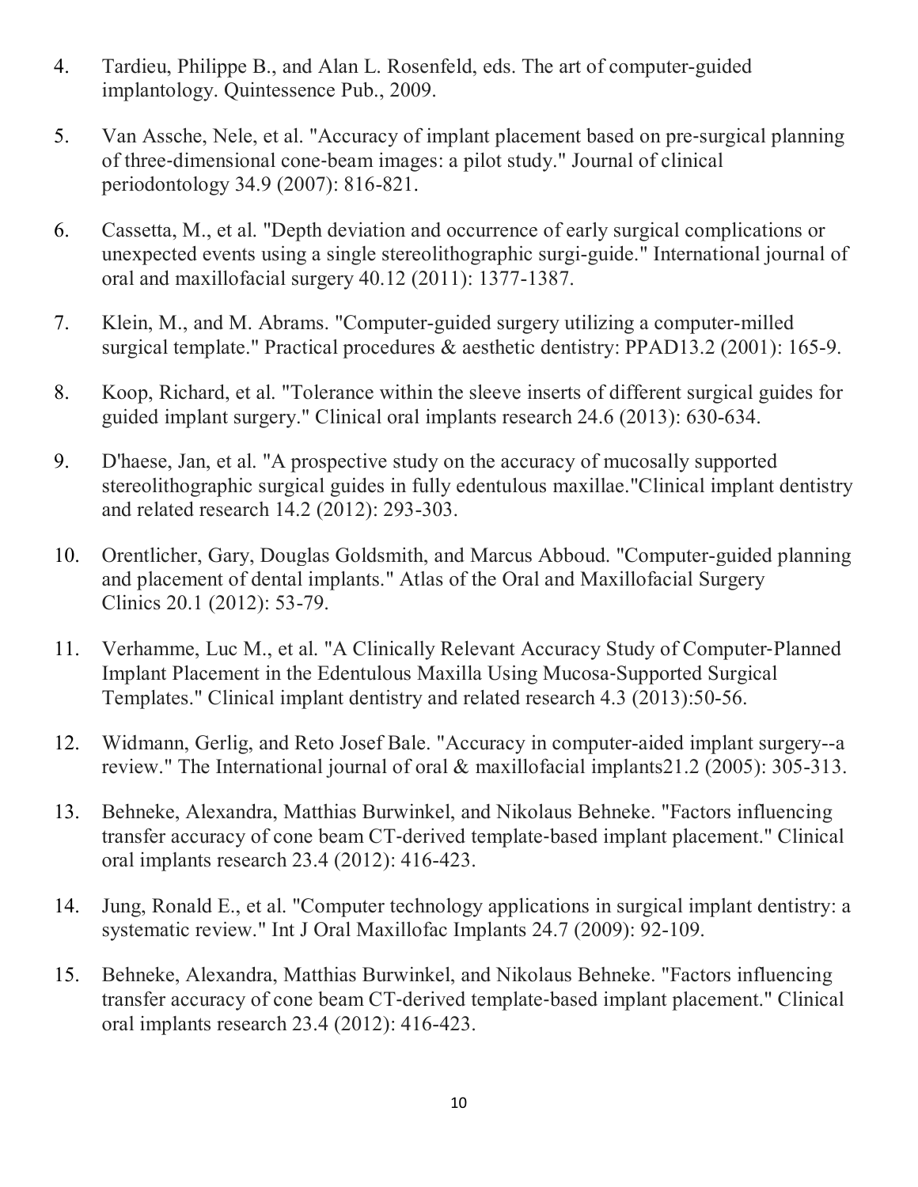4. Tardieu, Philippe B., and Alan L. Rosenfeld, eds. The art of computer-guided implantology. Quintessence Pub., 2009.

5. Van Assche, Nele, et al. "Accuracy of implant placement based on pre-surgical planning of three-dimensional cone-beam images: a pilot study." Journal of clinical periodontology 34.9 (2007): 816-821.

6. Cassetta, M., et al. "Depth deviation and occurrence of early surgical complications or unexpected events using a single stereolithographic surgi-guide." International journal of oral and maxillofacial surgery 40.12 (2011): 1377-1387.

7. Klein, M., and M. Abrams. "Computer-guided surgery utilizing a computer-milled surgical template." Practical procedures & aesthetic dentistry: PPAD13.2 (2001): 165-9.

8. Koop, Richard, et al. "Tolerance within the sleeve inserts of different surgical guides for guided implant surgery." Clinical oral implants research 24.6 (2013): 630-634.

9. D'haese, Jan, et al. "A prospective study on the accuracy of mucosally supported stereolithographic surgical guides in fully edentulous maxillae."Clinical implant dentistry and related research 14.2 (2012): 293-303.

10. Orentlicher, Gary, Douglas Goldsmith, and Marcus Abboud. "Computer-guided planning and placement of dental implants." Atlas of the Oral and Maxillofacial Surgery Clinics 20.1 (2012): 53-79.

11. Verhamme, Luc M., et al. "A Clinically Relevant Accuracy Study of Computer-Planned Implant Placement in the Edentulous Maxilla Using Mucosa-Supported Surgical Templates." Clinical implant dentistry and related research 4.3 (2013):50-56.

12. Widmann, Gerlig, and Reto Josef Bale. "Accuracy in computer-aided implant surgery--a review." The International journal of oral & maxillofacial implants21.2 (2005): 305-313.

13. Behneke, Alexandra, Matthias Burwinkel, and Nikolaus Behneke. "Factors influencing transfer accuracy of cone beam CT-derived template-based implant placement." Clinical oral implants research 23.4 (2012): 416-423.

14. Jung, Ronald E., et al. "Computer technology applications in surgical implant dentistry: a systematic review." Int J Oral Maxillofac Implants 24.7 (2009): 92-109.

15. Behneke, Alexandra, Matthias Burwinkel, and Nikolaus Behneke. "Factors influencing transfer accuracy of cone beam CT-derived template-based implant placement." Clinical oral implants research 23.4 (2012): 416-423.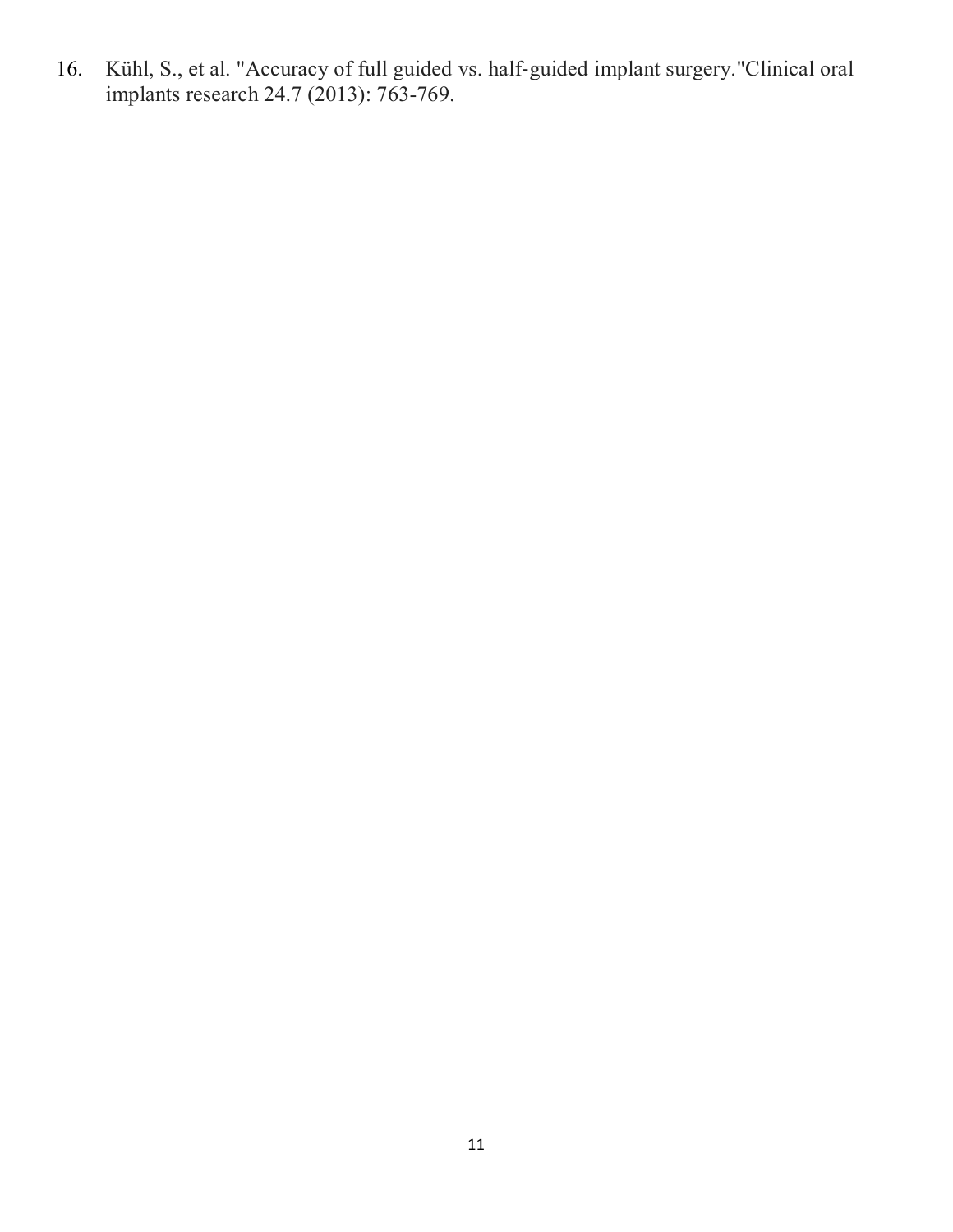16. Kühl, S., et al. "Accuracy of full guided vs. half-guided implant surgery."Clinical oral implants research 24.7 (2013): 763-769.